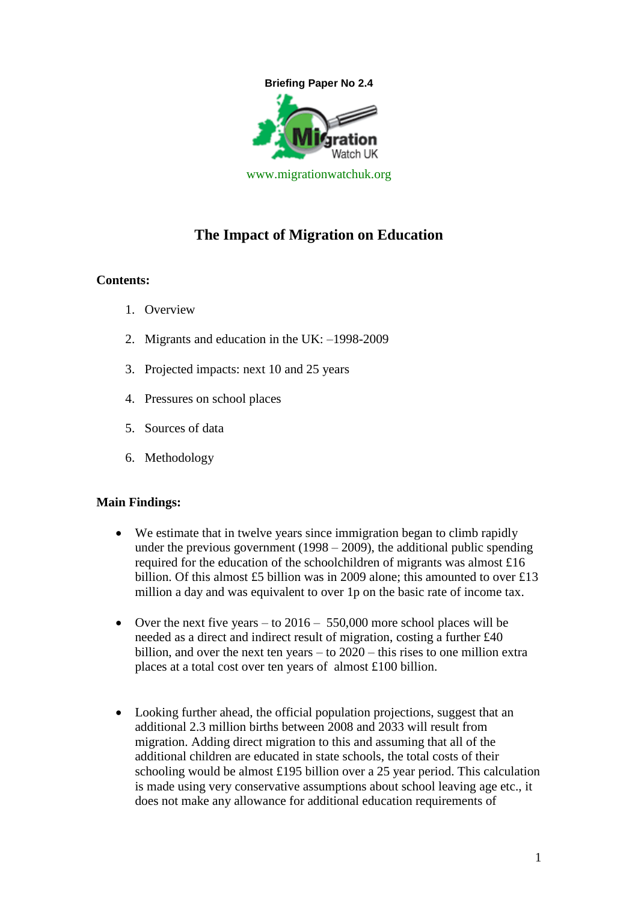**Briefing Paper No 2.4**

Migration Watch UK

www.migrationwatchuk.org

# The Impact of Migration on Education

**Contents:**

1. Overview
2. Migrants and education in the UK: –1998-2009
3. Projected impacts: next 10 and 25 years
4. Pressures on school places
5. Sources of data
6. Methodology

**Main Findings:**

- We estimate that in twelve years since immigration began to climb rapidly under the previous government (1998 – 2009), the additional public spending required for the education of the schoolchildren of migrants was almost £16 billion. Of this almost £5 billion was in 2009 alone; this amounted to over £13 million a day and was equivalent to over 1p on the basic rate of income tax.

- Over the next five years – to 2016 – 550,000 more school places will be needed as a direct and indirect result of migration, costing a further £40 billion, and over the next ten years – to 2020 – this rises to one million extra places at a total cost over ten years of almost £100 billion.

- Looking further ahead, the official population projections, suggest that an additional 2.3 million births between 2008 and 2033 will result from migration. Adding direct migration to this and assuming that all of the additional children are educated in state schools, the total costs of their schooling would be almost £195 billion over a 25 year period. This calculation is made using very conservative assumptions about school leaving age etc., it does not make any allowance for additional education requirements of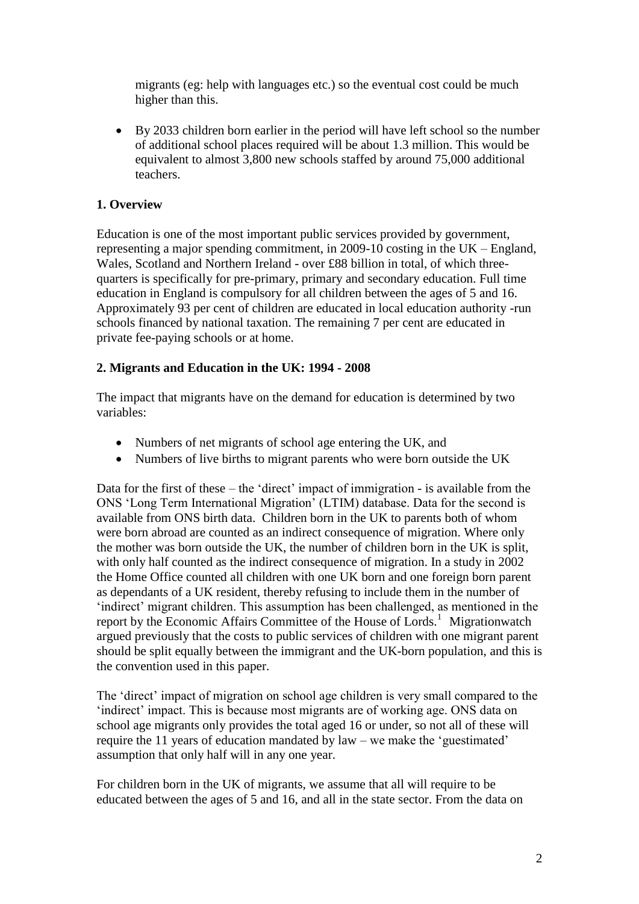migrants (eg: help with languages etc.) so the eventual cost could be much higher than this.

- By 2033 children born earlier in the period will have left school so the number of additional school places required will be about 1.3 million. This would be equivalent to almost 3,800 new schools staffed by around 75,000 additional teachers.

## 1. Overview

Education is one of the most important public services provided by government, representing a major spending commitment, in 2009-10 costing in the UK – England, Wales, Scotland and Northern Ireland - over £88 billion in total, of which three-quarters is specifically for pre-primary, primary and secondary education. Full time education in England is compulsory for all children between the ages of 5 and 16. Approximately 93 per cent of children are educated in local education authority -run schools financed by national taxation. The remaining 7 per cent are educated in private fee-paying schools or at home.

## 2. Migrants and Education in the UK: 1994 - 2008

The impact that migrants have on the demand for education is determined by two variables:

- Numbers of net migrants of school age entering the UK, and
- Numbers of live births to migrant parents who were born outside the UK

Data for the first of these – the 'direct' impact of immigration - is available from the ONS 'Long Term International Migration' (LTIM) database. Data for the second is available from ONS birth data. Children born in the UK to parents both of whom were born abroad are counted as an indirect consequence of migration. Where only the mother was born outside the UK, the number of children born in the UK is split, with only half counted as the indirect consequence of migration. In a study in 2002 the Home Office counted all children with one UK born and one foreign born parent as dependants of a UK resident, thereby refusing to include them in the number of 'indirect' migrant children. This assumption has been challenged, as mentioned in the report by the Economic Affairs Committee of the House of Lords.[1] Migrationwatch argued previously that the costs to public services of children with one migrant parent should be split equally between the immigrant and the UK-born population, and this is the convention used in this paper.

The 'direct' impact of migration on school age children is very small compared to the 'indirect' impact. This is because most migrants are of working age. ONS data on school age migrants only provides the total aged 16 or under, so not all of these will require the 11 years of education mandated by law – we make the 'guestimated' assumption that only half will in any one year.

For children born in the UK of migrants, we assume that all will require to be educated between the ages of 5 and 16, and all in the state sector. From the data on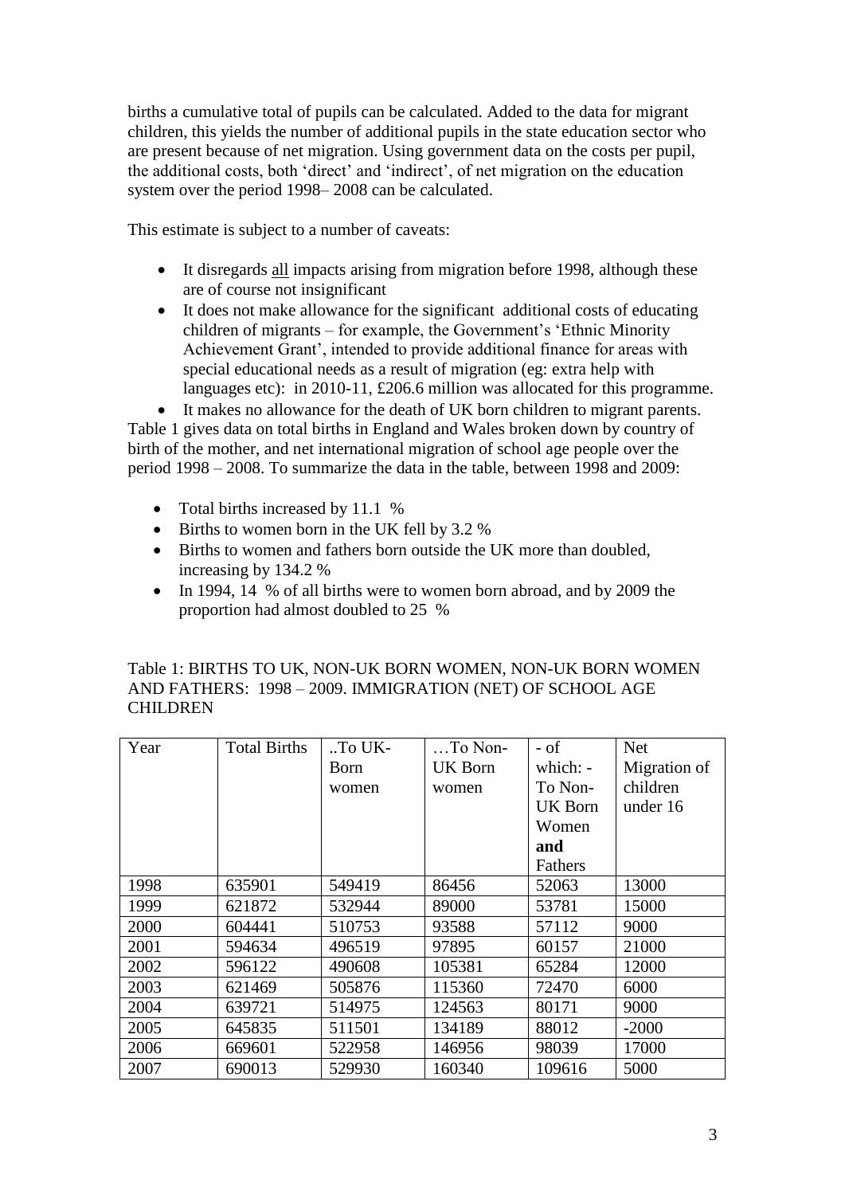births a cumulative total of pupils can be calculated. Added to the data for migrant children, this yields the number of additional pupils in the state education sector who are present because of net migration. Using government data on the costs per pupil, the additional costs, both 'direct' and 'indirect', of net migration on the education system over the period 1998– 2008 can be calculated.

This estimate is subject to a number of caveats:

- It disregards all impacts arising from migration before 1998, although these are of course not insignificant
- It does not make allowance for the significant additional costs of educating children of migrants – for example, the Government's 'Ethnic Minority Achievement Grant', intended to provide additional finance for areas with special educational needs as a result of migration (eg: extra help with languages etc): in 2010-11, £206.6 million was allocated for this programme.
- It makes no allowance for the death of UK born children to migrant parents.

Table 1 gives data on total births in England and Wales broken down by country of birth of the mother, and net international migration of school age people over the period 1998 – 2008. To summarize the data in the table, between 1998 and 2009:

- Total births increased by 11.1 %
- Births to women born in the UK fell by 3.2 %
- Births to women and fathers born outside the UK more than doubled, increasing by 134.2 %
- In 1994, 14 % of all births were to women born abroad, and by 2009 the proportion had almost doubled to 25 %

Table 1: BIRTHS TO UK, NON-UK BORN WOMEN, NON-UK BORN WOMEN AND FATHERS: 1998 – 2009. IMMIGRATION (NET) OF SCHOOL AGE CHILDREN

| Year | Total Births | ..To UK-Born women | …To Non-UK Born women | - of which: - To Non-UK Born Women **and** Fathers | Net Migration of children under 16 |
|---|---|---|---|---|---|
| 1998 | 635901 | 549419 | 86456 | 52063 | 13000 |
| 1999 | 621872 | 532944 | 89000 | 53781 | 15000 |
| 2000 | 604441 | 510753 | 93588 | 57112 | 9000 |
| 2001 | 594634 | 496519 | 97895 | 60157 | 21000 |
| 2002 | 596122 | 490608 | 105381 | 65284 | 12000 |
| 2003 | 621469 | 505876 | 115360 | 72470 | 6000 |
| 2004 | 639721 | 514975 | 124563 | 80171 | 9000 |
| 2005 | 645835 | 511501 | 134189 | 88012 | -2000 |
| 2006 | 669601 | 522958 | 146956 | 98039 | 17000 |
| 2007 | 690013 | 529930 | 160340 | 109616 | 5000 |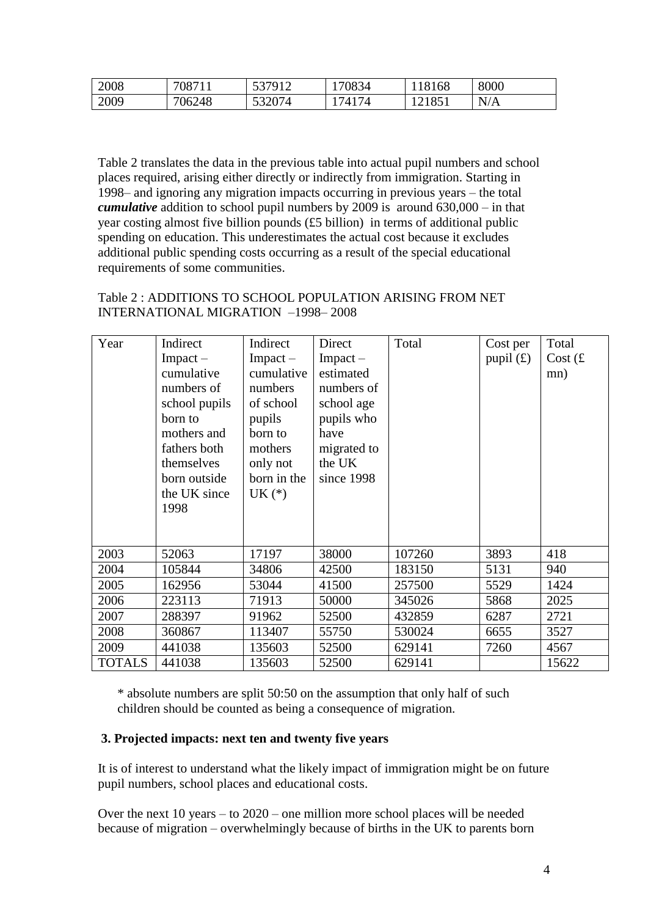| 2008 | 708711 | 537912 | 170834 | 118168 | 8000 |
|---|---|---|---|---|---|
| 2009 | 706248 | 532074 | 174174 | 121851 | N/A |

Table 2 translates the data in the previous table into actual pupil numbers and school places required, arising either directly or indirectly from immigration. Starting in 1998– and ignoring any migration impacts occurring in previous years – the total ***cumulative*** addition to school pupil numbers by 2009 is around 630,000 – in that year costing almost five billion pounds (£5 billion) in terms of additional public spending on education. This underestimates the actual cost because it excludes additional public spending costs occurring as a result of the special educational requirements of some communities.

Table 2 : ADDITIONS TO SCHOOL POPULATION ARISING FROM NET INTERNATIONAL MIGRATION –1998– 2008

| Year | Indirect Impact – cumulative numbers of school pupils born to mothers and fathers both themselves born outside the UK since 1998 | Indirect Impact – cumulative numbers of school pupils born to mothers only not born in the UK (*) | Direct Impact – estimated numbers of school age pupils who have migrated to the UK since 1998 | Total | Cost per pupil (£) | Total Cost (£ mn) |
|---|---|---|---|---|---|---|
| 2003 | 52063 | 17197 | 38000 | 107260 | 3893 | 418 |
| 2004 | 105844 | 34806 | 42500 | 183150 | 5131 | 940 |
| 2005 | 162956 | 53044 | 41500 | 257500 | 5529 | 1424 |
| 2006 | 223113 | 71913 | 50000 | 345026 | 5868 | 2025 |
| 2007 | 288397 | 91962 | 52500 | 432859 | 6287 | 2721 |
| 2008 | 360867 | 113407 | 55750 | 530024 | 6655 | 3527 |
| 2009 | 441038 | 135603 | 52500 | 629141 | 7260 | 4567 |
| TOTALS | 441038 | 135603 | 52500 | 629141 | | 15622 |

\* absolute numbers are split 50:50 on the assumption that only half of such children should be counted as being a consequence of migration.

### 3. Projected impacts: next ten and twenty five years

It is of interest to understand what the likely impact of immigration might be on future pupil numbers, school places and educational costs.

Over the next 10 years – to 2020 – one million more school places will be needed because of migration – overwhelmingly because of births in the UK to parents born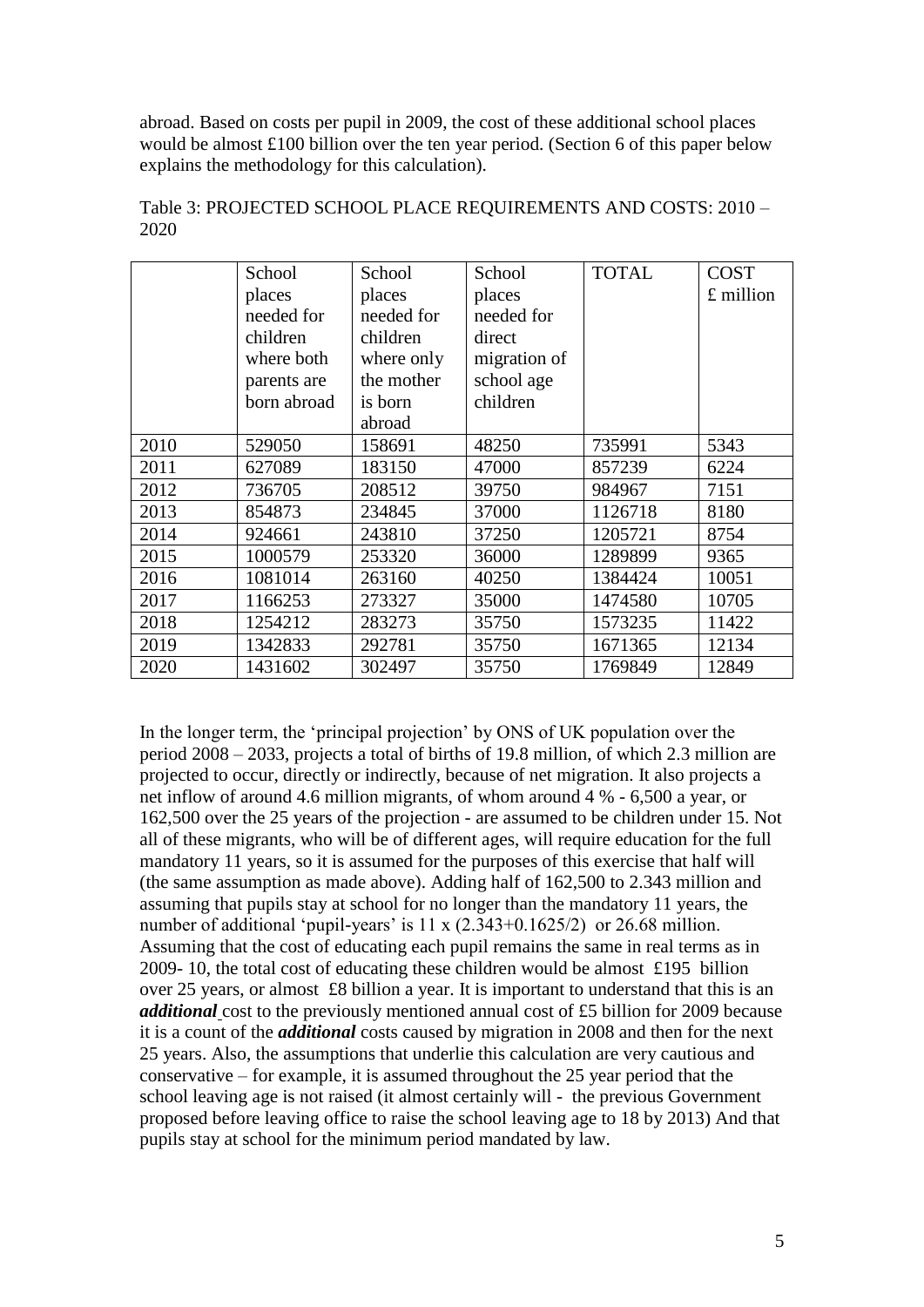abroad. Based on costs per pupil in 2009, the cost of these additional school places would be almost £100 billion over the ten year period. (Section 6 of this paper below explains the methodology for this calculation).

Table 3: PROJECTED SCHOOL PLACE REQUIREMENTS AND COSTS: 2010 – 2020

| | School places needed for children where both parents are born abroad | School places needed for children where only the mother is born abroad | School places needed for direct migration of school age children | TOTAL | COST £ million |
|---|---|---|---|---|---|
| 2010 | 529050 | 158691 | 48250 | 735991 | 5343 |
| 2011 | 627089 | 183150 | 47000 | 857239 | 6224 |
| 2012 | 736705 | 208512 | 39750 | 984967 | 7151 |
| 2013 | 854873 | 234845 | 37000 | 1126718 | 8180 |
| 2014 | 924661 | 243810 | 37250 | 1205721 | 8754 |
| 2015 | 1000579 | 253320 | 36000 | 1289899 | 9365 |
| 2016 | 1081014 | 263160 | 40250 | 1384424 | 10051 |
| 2017 | 1166253 | 273327 | 35000 | 1474580 | 10705 |
| 2018 | 1254212 | 283273 | 35750 | 1573235 | 11422 |
| 2019 | 1342833 | 292781 | 35750 | 1671365 | 12134 |
| 2020 | 1431602 | 302497 | 35750 | 1769849 | 12849 |

In the longer term, the 'principal projection' by ONS of UK population over the period 2008 – 2033, projects a total of births of 19.8 million, of which 2.3 million are projected to occur, directly or indirectly, because of net migration. It also projects a net inflow of around 4.6 million migrants, of whom around 4 % - 6,500 a year, or 162,500 over the 25 years of the projection - are assumed to be children under 15. Not all of these migrants, who will be of different ages, will require education for the full mandatory 11 years, so it is assumed for the purposes of this exercise that half will (the same assumption as made above). Adding half of 162,500 to 2.343 million and assuming that pupils stay at school for no longer than the mandatory 11 years, the number of additional 'pupil-years' is 11 x (2.343+0.1625/2) or 26.68 million. Assuming that the cost of educating each pupil remains the same in real terms as in 2009- 10, the total cost of educating these children would be almost £195 billion over 25 years, or almost £8 billion a year. It is important to understand that this is an ***additional*** cost to the previously mentioned annual cost of £5 billion for 2009 because it is a count of the ***additional*** costs caused by migration in 2008 and then for the next 25 years. Also, the assumptions that underlie this calculation are very cautious and conservative – for example, it is assumed throughout the 25 year period that the school leaving age is not raised (it almost certainly will - the previous Government proposed before leaving office to raise the school leaving age to 18 by 2013) And that pupils stay at school for the minimum period mandated by law.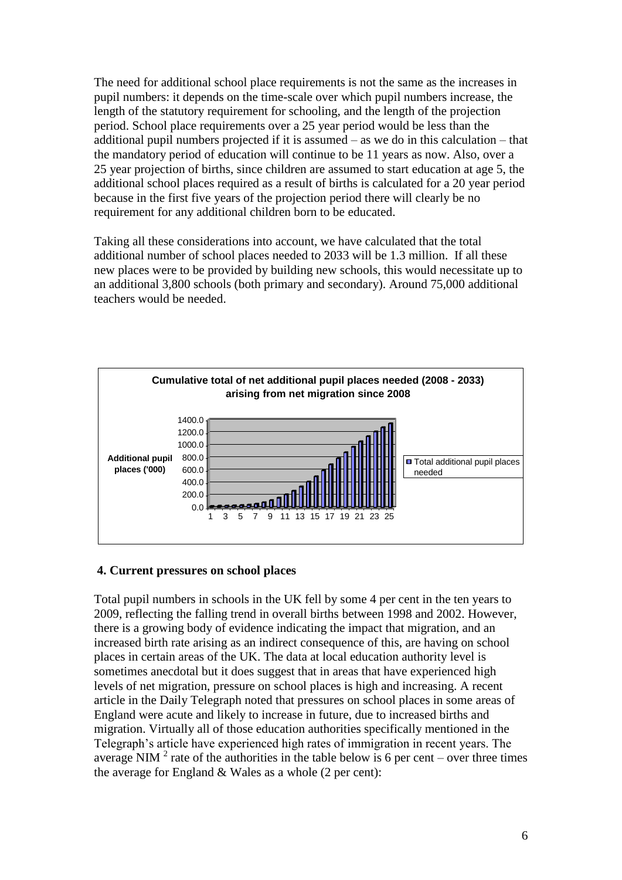The need for additional school place requirements is not the same as the increases in pupil numbers: it depends on the time-scale over which pupil numbers increase, the length of the statutory requirement for schooling, and the length of the projection period. School place requirements over a 25 year period would be less than the additional pupil numbers projected if it is assumed – as we do in this calculation – that the mandatory period of education will continue to be 11 years as now. Also, over a 25 year projection of births, since children are assumed to start education at age 5, the additional school places required as a result of births is calculated for a 20 year period because in the first five years of the projection period there will clearly be no requirement for any additional children born to be educated.

Taking all these considerations into account, we have calculated that the total additional number of school places needed to 2033 will be 1.3 million. If all these new places were to be provided by building new schools, this would necessitate up to an additional 3,800 schools (both primary and secondary). Around 75,000 additional teachers would be needed.

**Cumulative total of net additional pupil places needed (2008 - 2033) arising from net migration since 2008**

## 4. Current pressures on school places

Total pupil numbers in schools in the UK fell by some 4 per cent in the ten years to 2009, reflecting the falling trend in overall births between 1998 and 2002. However, there is a growing body of evidence indicating the impact that migration, and an increased birth rate arising as an indirect consequence of this, are having on school places in certain areas of the UK. The data at local education authority level is sometimes anecdotal but it does suggest that in areas that have experienced high levels of net migration, pressure on school places is high and increasing. A recent article in the Daily Telegraph noted that pressures on school places in some areas of England were acute and likely to increase in future, due to increased births and migration. Virtually all of those education authorities specifically mentioned in the Telegraph's article have experienced high rates of immigration in recent years. The average NIM[2] rate of the authorities in the table below is 6 per cent – over three times the average for England & Wales as a whole (2 per cent):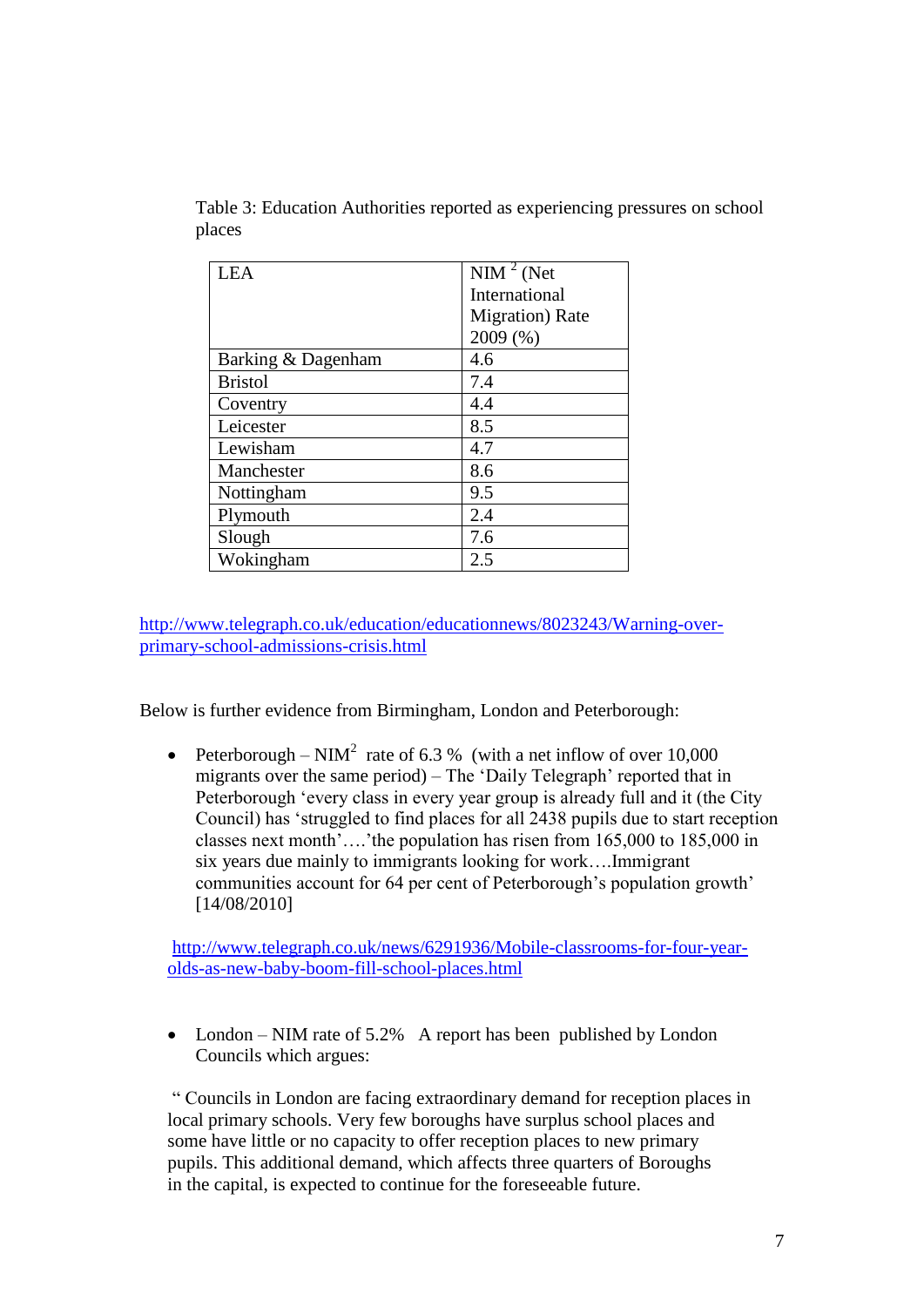Table 3: Education Authorities reported as experiencing pressures on school places

| LEA | NIM [2] (Net International Migration) Rate 2009 (%) |
|---|---|
| Barking & Dagenham | 4.6 |
| Bristol | 7.4 |
| Coventry | 4.4 |
| Leicester | 8.5 |
| Lewisham | 4.7 |
| Manchester | 8.6 |
| Nottingham | 9.5 |
| Plymouth | 2.4 |
| Slough | 7.6 |
| Wokingham | 2.5 |

http://www.telegraph.co.uk/education/educationnews/8023243/Warning-over-primary-school-admissions-crisis.html

Below is further evidence from Birmingham, London and Peterborough:

- Peterborough – NIM[2] rate of 6.3 % (with a net inflow of over 10,000 migrants over the same period) – The 'Daily Telegraph' reported that in Peterborough 'every class in every year group is already full and it (the City Council) has 'struggled to find places for all 2438 pupils due to start reception classes next month'….'the population has risen from 165,000 to 185,000 in six years due mainly to immigrants looking for work….Immigrant communities account for 64 per cent of Peterborough's population growth' [14/08/2010]

  http://www.telegraph.co.uk/news/6291936/Mobile-classrooms-for-four-year-olds-as-new-baby-boom-fill-school-places.html

- London – NIM rate of 5.2% A report has been published by London Councils which argues:

  " Councils in London are facing extraordinary demand for reception places in local primary schools. Very few boroughs have surplus school places and some have little or no capacity to offer reception places to new primary pupils. This additional demand, which affects three quarters of Boroughs in the capital, is expected to continue for the foreseeable future.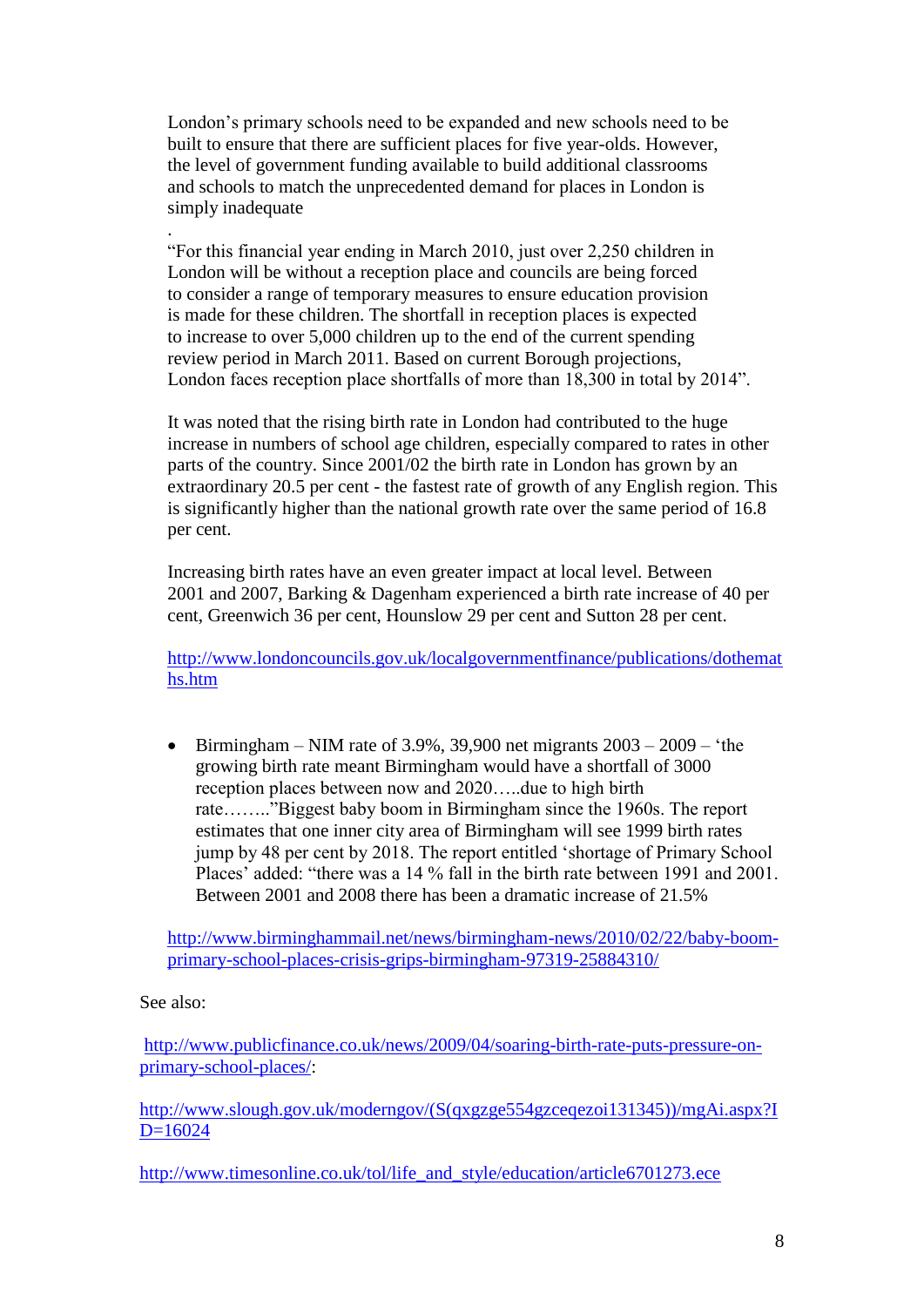London's primary schools need to be expanded and new schools need to be built to ensure that there are sufficient places for five year-olds. However, the level of government funding available to build additional classrooms and schools to match the unprecedented demand for places in London is simply inadequate

.

"For this financial year ending in March 2010, just over 2,250 children in London will be without a reception place and councils are being forced to consider a range of temporary measures to ensure education provision is made for these children. The shortfall in reception places is expected to increase to over 5,000 children up to the end of the current spending review period in March 2011. Based on current Borough projections, London faces reception place shortfalls of more than 18,300 in total by 2014".

It was noted that the rising birth rate in London had contributed to the huge increase in numbers of school age children, especially compared to rates in other parts of the country. Since 2001/02 the birth rate in London has grown by an extraordinary 20.5 per cent - the fastest rate of growth of any English region. This is significantly higher than the national growth rate over the same period of 16.8 per cent.

Increasing birth rates have an even greater impact at local level. Between 2001 and 2007, Barking & Dagenham experienced a birth rate increase of 40 per cent, Greenwich 36 per cent, Hounslow 29 per cent and Sutton 28 per cent.

http://www.londoncouncils.gov.uk/localgovernmentfinance/publications/dothemaths.htm

- Birmingham – NIM rate of 3.9%, 39,900 net migrants 2003 – 2009 – 'the growing birth rate meant Birmingham would have a shortfall of 3000 reception places between now and 2020…..due to high birth rate…….."Biggest baby boom in Birmingham since the 1960s. The report estimates that one inner city area of Birmingham will see 1999 birth rates jump by 48 per cent by 2018. The report entitled 'shortage of Primary School Places' added: "there was a 14 % fall in the birth rate between 1991 and 2001. Between 2001 and 2008 there has been a dramatic increase of 21.5%

http://www.birminghammail.net/news/birmingham-news/2010/02/22/baby-boom-primary-school-places-crisis-grips-birmingham-97319-25884310/

See also:

http://www.publicfinance.co.uk/news/2009/04/soaring-birth-rate-puts-pressure-on-primary-school-places/:

http://www.slough.gov.uk/moderngov/(S(qxgzge554gzceqezoi131345))/mgAi.aspx?ID=16024

http://www.timesonline.co.uk/tol/life_and_style/education/article6701273.ece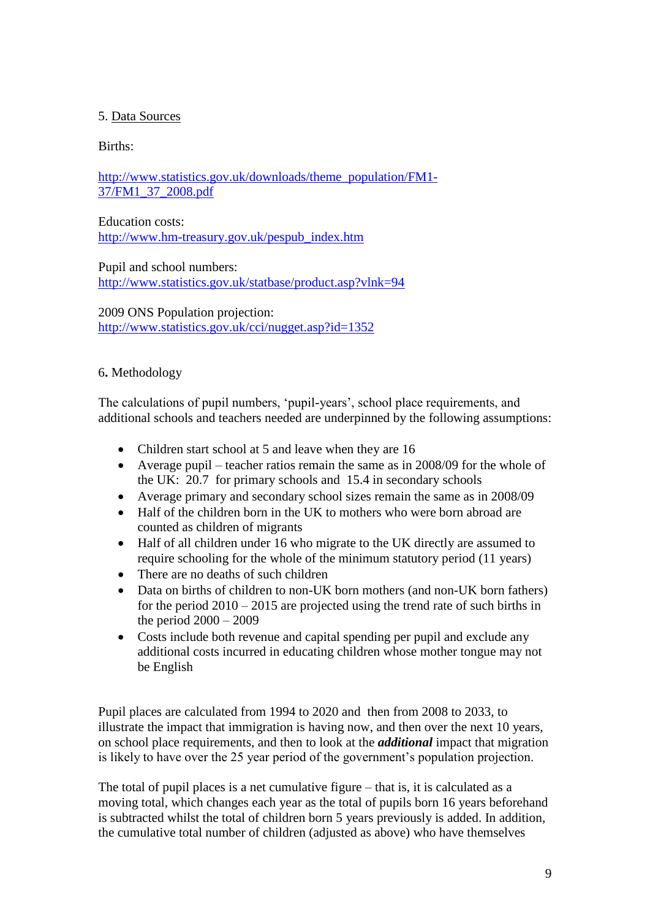## 5. Data Sources

Births:

http://www.statistics.gov.uk/downloads/theme_population/FM1-37/FM1_37_2008.pdf

Education costs:
http://www.hm-treasury.gov.uk/pespub_index.htm

Pupil and school numbers:
http://www.statistics.gov.uk/statbase/product.asp?vlnk=94

2009 ONS Population projection:
http://www.statistics.gov.uk/cci/nugget.asp?id=1352

## 6. Methodology

The calculations of pupil numbers, 'pupil-years', school place requirements, and additional schools and teachers needed are underpinned by the following assumptions:

- Children start school at 5 and leave when they are 16
- Average pupil – teacher ratios remain the same as in 2008/09 for the whole of the UK: 20.7 for primary schools and 15.4 in secondary schools
- Average primary and secondary school sizes remain the same as in 2008/09
- Half of the children born in the UK to mothers who were born abroad are counted as children of migrants
- Half of all children under 16 who migrate to the UK directly are assumed to require schooling for the whole of the minimum statutory period (11 years)
- There are no deaths of such children
- Data on births of children to non-UK born mothers (and non-UK born fathers) for the period 2010 – 2015 are projected using the trend rate of such births in the period 2000 – 2009
- Costs include both revenue and capital spending per pupil and exclude any additional costs incurred in educating children whose mother tongue may not be English

Pupil places are calculated from 1994 to 2020 and then from 2008 to 2033, to illustrate the impact that immigration is having now, and then over the next 10 years, on school place requirements, and then to look at the ***additional*** impact that migration is likely to have over the 25 year period of the government's population projection.

The total of pupil places is a net cumulative figure – that is, it is calculated as a moving total, which changes each year as the total of pupils born 16 years beforehand is subtracted whilst the total of children born 5 years previously is added. In addition, the cumulative total number of children (adjusted as above) who have themselves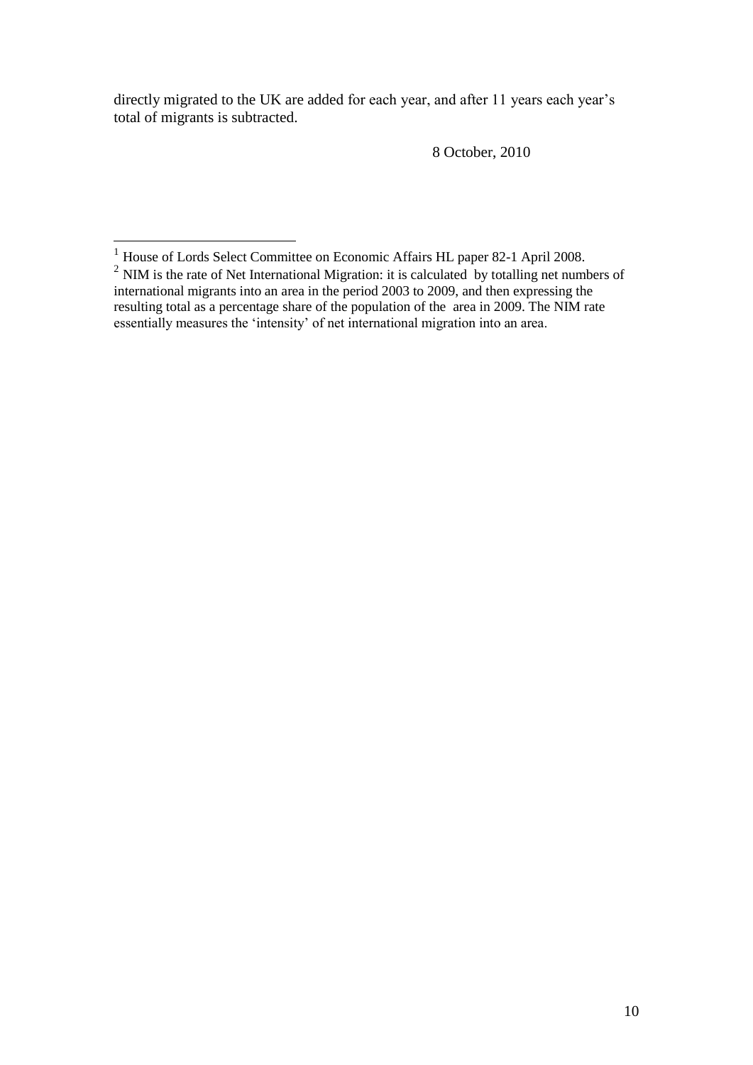directly migrated to the UK are added for each year, and after 11 years each year's total of migrants is subtracted.

8 October, 2010

---

[1] House of Lords Select Committee on Economic Affairs HL paper 82-1 April 2008.

[2] NIM is the rate of Net International Migration: it is calculated by totalling net numbers of international migrants into an area in the period 2003 to 2009, and then expressing the resulting total as a percentage share of the population of the area in 2009. The NIM rate essentially measures the 'intensity' of net international migration into an area.